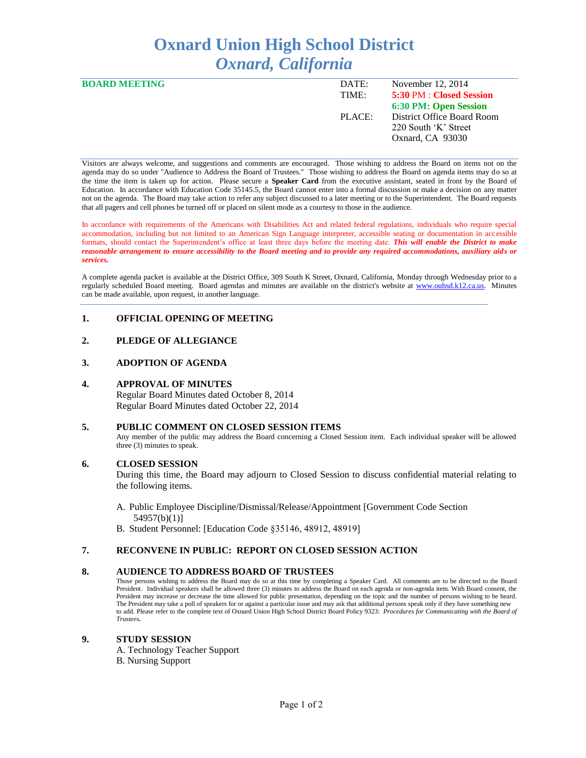# Oxnard Union High School District
## *Oxnard, California*

**BOARD MEETING**

| | |
|---|---|
| DATE: | November 12, 2014 |
| TIME: | **5:30 PM : Closed Session** |
| | **6:30 PM: Open Session** |
| PLACE: | District Office Board Room |
| | 220 South 'K' Street |
| | Oxnard, CA 93030 |

Visitors are always welcome, and suggestions and comments are encouraged. Those wishing to address the Board on items not on the agenda may do so under "Audience to Address the Board of Trustees." Those wishing to address the Board on agenda items may do so at the time the item is taken up for action. Please secure a **Speaker Card** from the executive assistant, seated in front by the Board of Education. In accordance with Education Code 35145.5, the Board cannot enter into a formal discussion or make a decision on any matter not on the agenda. The Board may take action to refer any subject discussed to a later meeting or to the Superintendent. The Board requests that all pagers and cell phones be turned off or placed on silent mode as a courtesy to those in the audience.

In accordance with requirements of the Americans with Disabilities Act and related federal regulations, individuals who require special accommodation, including but not limited to an American Sign Language interpreter, accessible seating or documentation in accessible formats, should contact the Superintendent's office at least three days before the meeting date. ***This will enable the District to make reasonable arrangement to ensure accessibility to the Board meeting and to provide any required accommodations, auxiliary aids or services.***

A complete agenda packet is available at the District Office, 309 South K Street, Oxnard, California, Monday through Wednesday prior to a regularly scheduled Board meeting. Board agendas and minutes are available on the district's website at www.ouhsd.k12.ca.us. Minutes can be made available, upon request, in another language.

**1. OFFICIAL OPENING OF MEETING**

**2. PLEDGE OF ALLEGIANCE**

**3. ADOPTION OF AGENDA**

**4. APPROVAL OF MINUTES**

Regular Board Minutes dated October 8, 2014
Regular Board Minutes dated October 22, 2014

**5. PUBLIC COMMENT ON CLOSED SESSION ITEMS**

Any member of the public may address the Board concerning a Closed Session item. Each individual speaker will be allowed three (3) minutes to speak.

**6. CLOSED SESSION**

During this time, the Board may adjourn to Closed Session to discuss confidential material relating to the following items.

A. Public Employee Discipline/Dismissal/Release/Appointment [Government Code Section 54957(b)(1)]
B. Student Personnel: [Education Code §35146, 48912, 48919]

**7. RECONVENE IN PUBLIC: REPORT ON CLOSED SESSION ACTION**

**8. AUDIENCE TO ADDRESS BOARD OF TRUSTEES**

Those persons wishing to address the Board may do so at this time by completing a Speaker Card. All comments are to be directed to the Board President. Individual speakers shall be allowed three (3) minutes to address the Board on each agenda or non-agenda item. With Board consent, the President may increase or decrease the time allowed for public presentation, depending on the topic and the number of persons wishing to be heard. The President may take a poll of speakers for or against a particular issue and may ask that additional persons speak only if they have something new to add. Please refer to the complete text of Oxnard Union High School District Board Policy 9323: *Procedures for Communicating with the Board of Trustees.*

**9. STUDY SESSION**

A. Technology Teacher Support
B. Nursing Support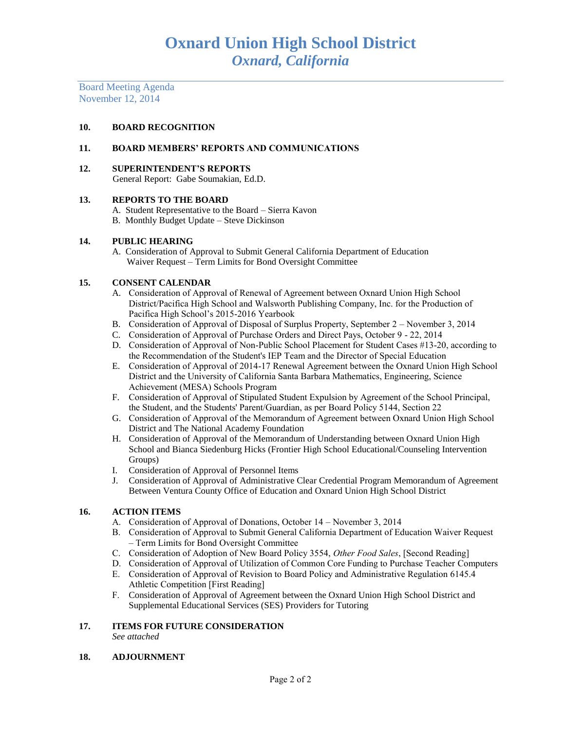# Oxnard Union High School District
## *Oxnard, California*

Board Meeting Agenda
November 12, 2014

**10. BOARD RECOGNITION**

**11. BOARD MEMBERS' REPORTS AND COMMUNICATIONS**

**12. SUPERINTENDENT'S REPORTS**
General Report: Gabe Soumakian, Ed.D.

**13. REPORTS TO THE BOARD**
A. Student Representative to the Board – Sierra Kavon
B. Monthly Budget Update – Steve Dickinson

**14. PUBLIC HEARING**
A. Consideration of Approval to Submit General California Department of Education Waiver Request – Term Limits for Bond Oversight Committee

**15. CONSENT CALENDAR**
A. Consideration of Approval of Renewal of Agreement between Oxnard Union High School District/Pacifica High School and Walsworth Publishing Company, Inc. for the Production of Pacifica High School's 2015-2016 Yearbook
B. Consideration of Approval of Disposal of Surplus Property, September 2 – November 3, 2014
C. Consideration of Approval of Purchase Orders and Direct Pays, October 9 - 22, 2014
D. Consideration of Approval of Non-Public School Placement for Student Cases #13-20, according to the Recommendation of the Student's IEP Team and the Director of Special Education
E. Consideration of Approval of 2014-17 Renewal Agreement between the Oxnard Union High School District and the University of California Santa Barbara Mathematics, Engineering, Science Achievement (MESA) Schools Program
F. Consideration of Approval of Stipulated Student Expulsion by Agreement of the School Principal, the Student, and the Students' Parent/Guardian, as per Board Policy 5144, Section 22
G. Consideration of Approval of the Memorandum of Agreement between Oxnard Union High School District and The National Academy Foundation
H. Consideration of Approval of the Memorandum of Understanding between Oxnard Union High School and Bianca Siedenburg Hicks (Frontier High School Educational/Counseling Intervention Groups)
I. Consideration of Approval of Personnel Items
J. Consideration of Approval of Administrative Clear Credential Program Memorandum of Agreement Between Ventura County Office of Education and Oxnard Union High School District

**16. ACTION ITEMS**
A. Consideration of Approval of Donations, October 14 – November 3, 2014
B. Consideration of Approval to Submit General California Department of Education Waiver Request – Term Limits for Bond Oversight Committee
C. Consideration of Adoption of New Board Policy 3554, *Other Food Sales*, [Second Reading]
D. Consideration of Approval of Utilization of Common Core Funding to Purchase Teacher Computers
E. Consideration of Approval of Revision to Board Policy and Administrative Regulation 6145.4 Athletic Competition [First Reading]
F. Consideration of Approval of Agreement between the Oxnard Union High School District and Supplemental Educational Services (SES) Providers for Tutoring

**17. ITEMS FOR FUTURE CONSIDERATION**
*See attached*

**18. ADJOURNMENT**